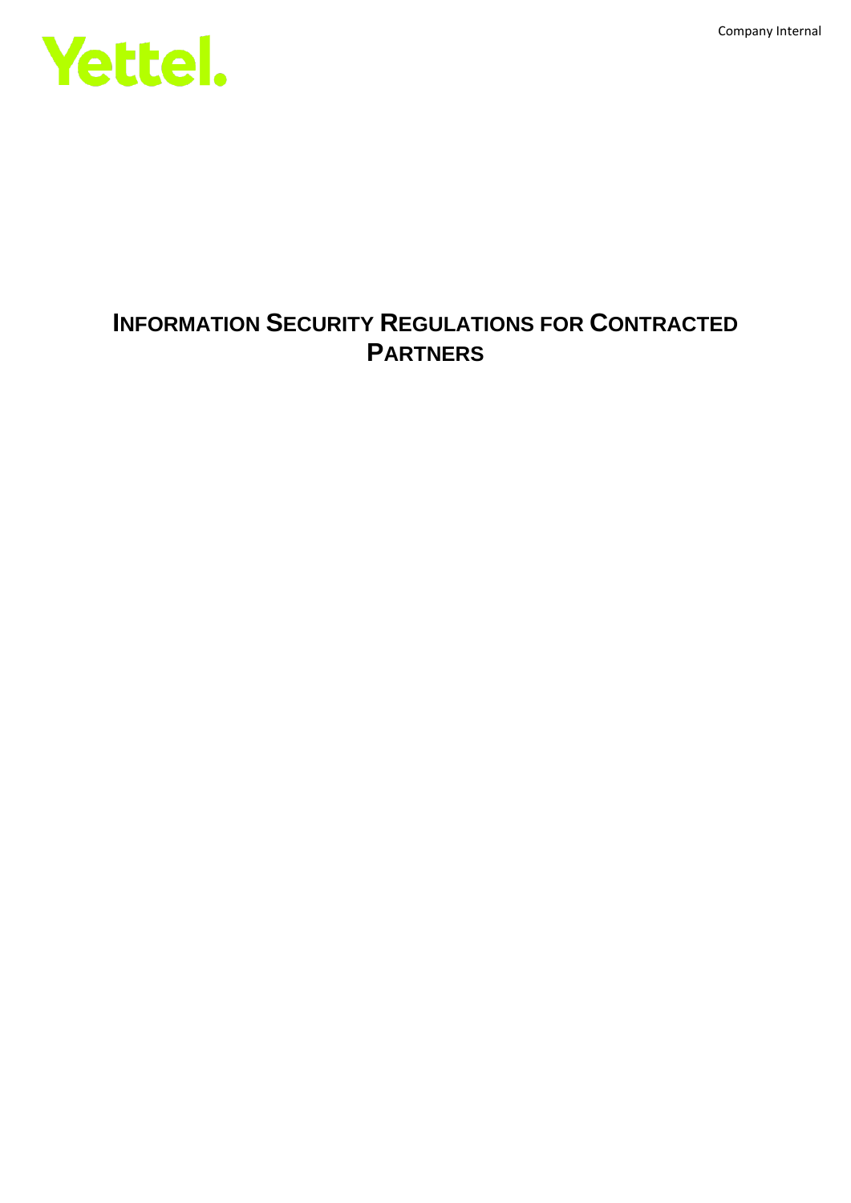# INFORMATION SECURITY REGULATIONS FOR CONTRACTED PARTNERS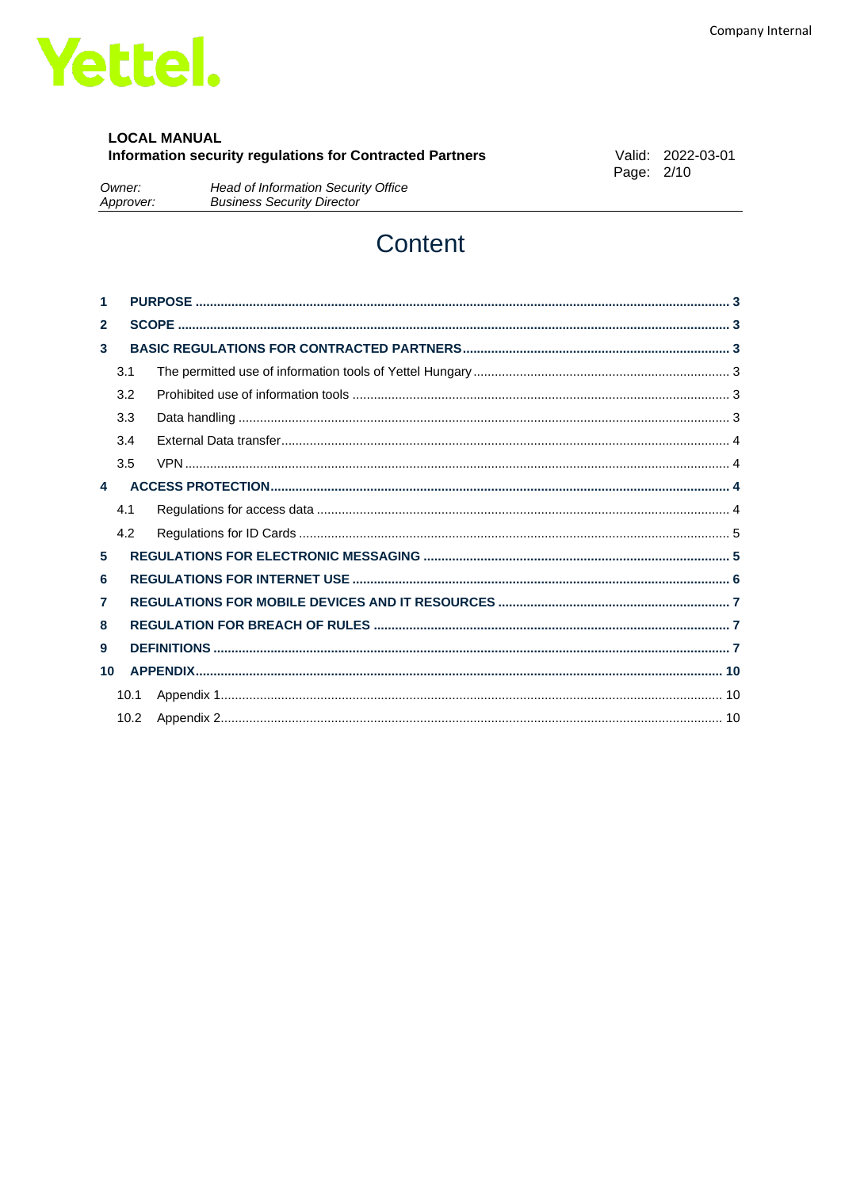# Content

| | | |
|---|---|---|
| **1** | **PURPOSE** | **3** |
| **2** | **SCOPE** | **3** |
| **3** | **BASIC REGULATIONS FOR CONTRACTED PARTNERS** | **3** |
| 3.1 | The permitted use of information tools of Yettel Hungary | 3 |
| 3.2 | Prohibited use of information tools | 3 |
| 3.3 | Data handling | 3 |
| 3.4 | External Data transfer | 4 |
| 3.5 | VPN | 4 |
| **4** | **ACCESS PROTECTION** | **4** |
| 4.1 | Regulations for access data | 4 |
| 4.2 | Regulations for ID Cards | 5 |
| **5** | **REGULATIONS FOR ELECTRONIC MESSAGING** | **5** |
| **6** | **REGULATIONS FOR INTERNET USE** | **6** |
| **7** | **REGULATIONS FOR MOBILE DEVICES AND IT RESOURCES** | **7** |
| **8** | **REGULATION FOR BREACH OF RULES** | **7** |
| **9** | **DEFINITIONS** | **7** |
| **10** | **APPENDIX** | **10** |
| 10.1 | Appendix 1 | 10 |
| 10.2 | Appendix 2 | 10 |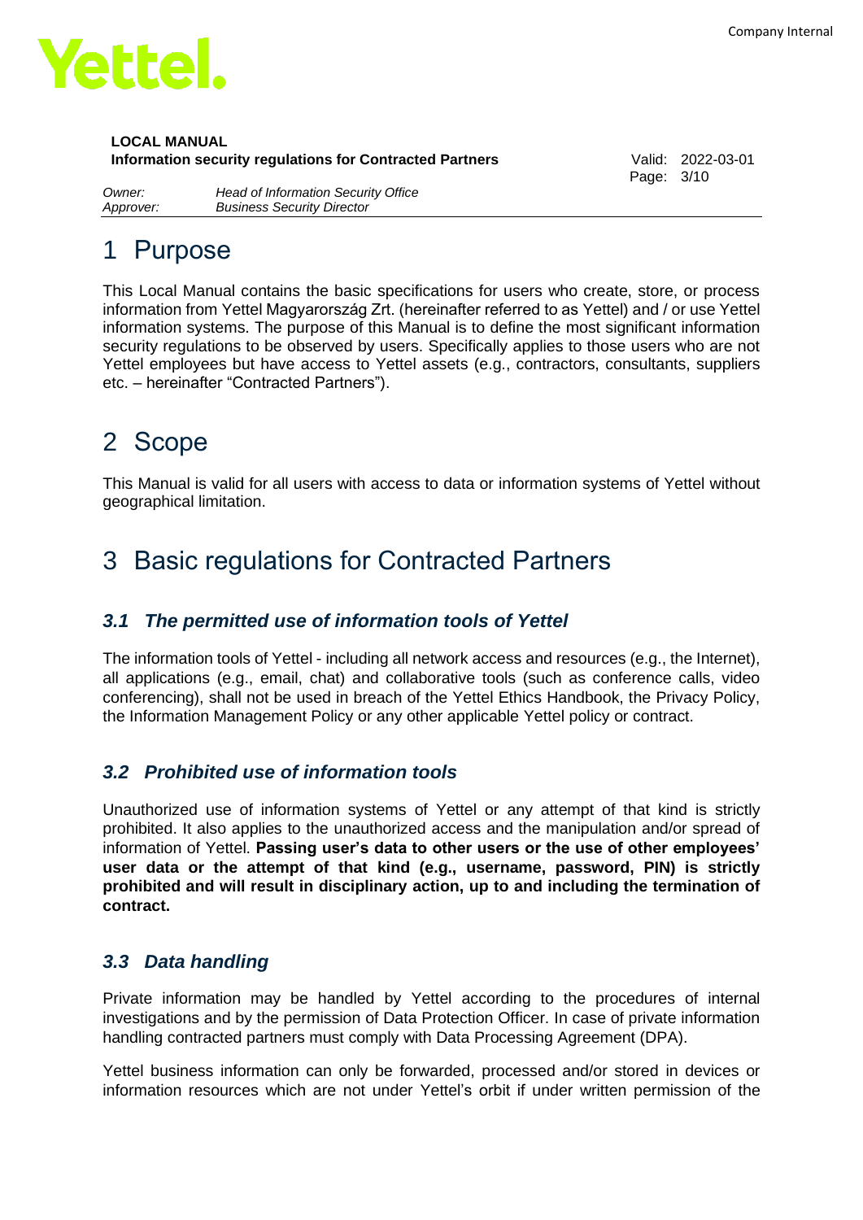# 1 Purpose

This Local Manual contains the basic specifications for users who create, store, or process information from Yettel Magyarország Zrt. (hereinafter referred to as Yettel) and / or use Yettel information systems. The purpose of this Manual is to define the most significant information security regulations to be observed by users. Specifically applies to those users who are not Yettel employees but have access to Yettel assets (e.g., contractors, consultants, suppliers etc. – hereinafter "Contracted Partners").

# 2 Scope

This Manual is valid for all users with access to data or information systems of Yettel without geographical limitation.

# 3 Basic regulations for Contracted Partners

## *3.1 The permitted use of information tools of Yettel*

The information tools of Yettel - including all network access and resources (e.g., the Internet), all applications (e.g., email, chat) and collaborative tools (such as conference calls, video conferencing), shall not be used in breach of the Yettel Ethics Handbook, the Privacy Policy, the Information Management Policy or any other applicable Yettel policy or contract.

## *3.2 Prohibited use of information tools*

Unauthorized use of information systems of Yettel or any attempt of that kind is strictly prohibited. It also applies to the unauthorized access and the manipulation and/or spread of information of Yettel. **Passing user's data to other users or the use of other employees' user data or the attempt of that kind (e.g., username, password, PIN) is strictly prohibited and will result in disciplinary action, up to and including the termination of contract.**

## *3.3 Data handling*

Private information may be handled by Yettel according to the procedures of internal investigations and by the permission of Data Protection Officer. In case of private information handling contracted partners must comply with Data Processing Agreement (DPA).

Yettel business information can only be forwarded, processed and/or stored in devices or information resources which are not under Yettel's orbit if under written permission of the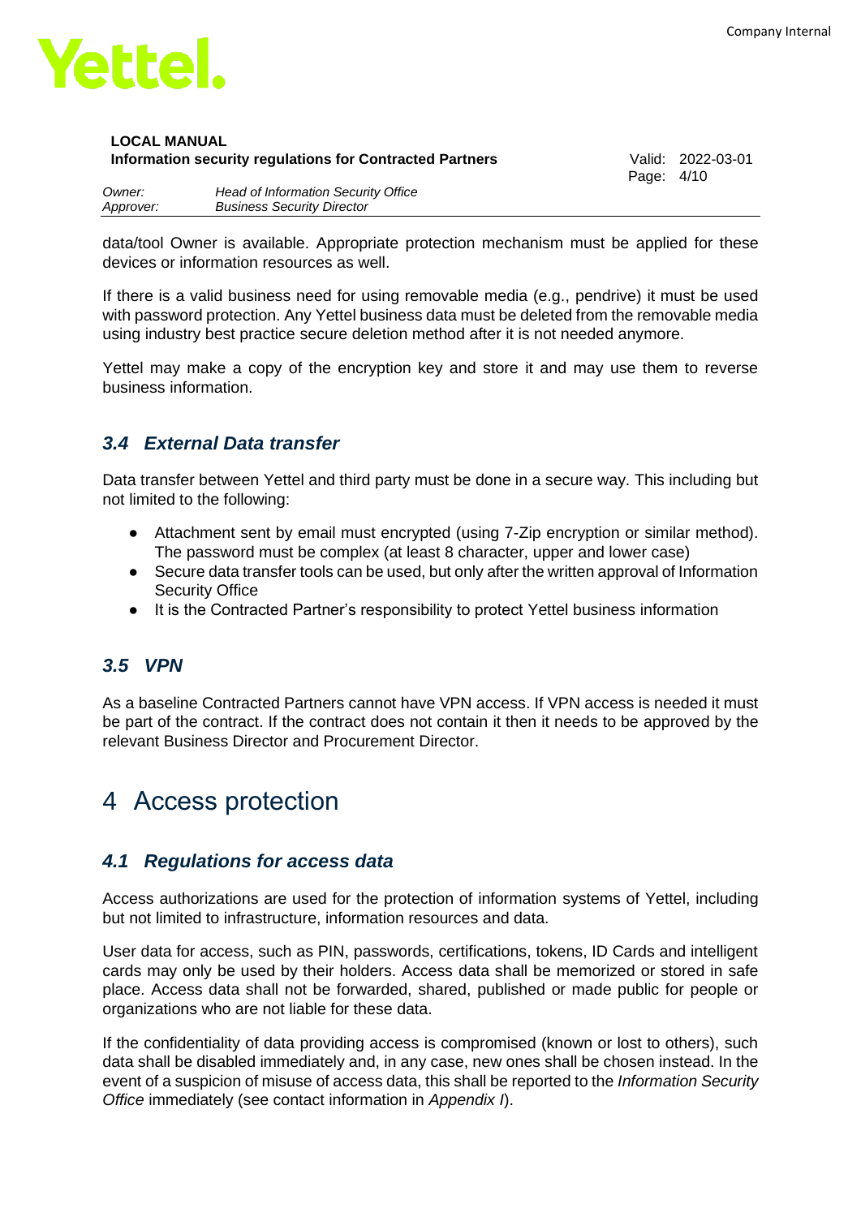data/tool Owner is available. Appropriate protection mechanism must be applied for these devices or information resources as well.

If there is a valid business need for using removable media (e.g., pendrive) it must be used with password protection. Any Yettel business data must be deleted from the removable media using industry best practice secure deletion method after it is not needed anymore.

Yettel may make a copy of the encryption key and store it and may use them to reverse business information.

### *3.4 External Data transfer*

Data transfer between Yettel and third party must be done in a secure way. This including but not limited to the following:

- Attachment sent by email must encrypted (using 7-Zip encryption or similar method). The password must be complex (at least 8 character, upper and lower case)
- Secure data transfer tools can be used, but only after the written approval of Information Security Office
- It is the Contracted Partner's responsibility to protect Yettel business information

### *3.5 VPN*

As a baseline Contracted Partners cannot have VPN access. If VPN access is needed it must be part of the contract. If the contract does not contain it then it needs to be approved by the relevant Business Director and Procurement Director.

## 4 Access protection

### *4.1 Regulations for access data*

Access authorizations are used for the protection of information systems of Yettel, including but not limited to infrastructure, information resources and data.

User data for access, such as PIN, passwords, certifications, tokens, ID Cards and intelligent cards may only be used by their holders. Access data shall be memorized or stored in safe place. Access data shall not be forwarded, shared, published or made public for people or organizations who are not liable for these data.

If the confidentiality of data providing access is compromised (known or lost to others), such data shall be disabled immediately and, in any case, new ones shall be chosen instead. In the event of a suspicion of misuse of access data, this shall be reported to the *Information Security Office* immediately (see contact information in *Appendix I*).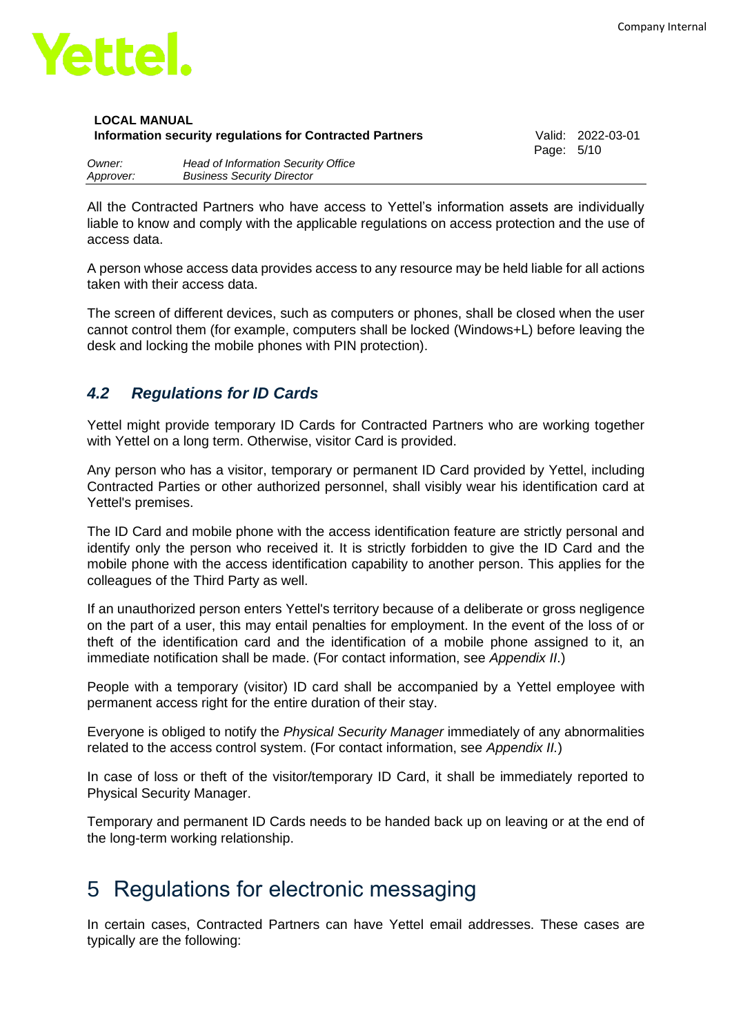All the Contracted Partners who have access to Yettel's information assets are individually liable to know and comply with the applicable regulations on access protection and the use of access data.

A person whose access data provides access to any resource may be held liable for all actions taken with their access data.

The screen of different devices, such as computers or phones, shall be closed when the user cannot control them (for example, computers shall be locked (Windows+L) before leaving the desk and locking the mobile phones with PIN protection).

### *4.2 Regulations for ID Cards*

Yettel might provide temporary ID Cards for Contracted Partners who are working together with Yettel on a long term. Otherwise, visitor Card is provided.

Any person who has a visitor, temporary or permanent ID Card provided by Yettel, including Contracted Parties or other authorized personnel, shall visibly wear his identification card at Yettel's premises.

The ID Card and mobile phone with the access identification feature are strictly personal and identify only the person who received it. It is strictly forbidden to give the ID Card and the mobile phone with the access identification capability to another person. This applies for the colleagues of the Third Party as well.

If an unauthorized person enters Yettel's territory because of a deliberate or gross negligence on the part of a user, this may entail penalties for employment. In the event of the loss of or theft of the identification card and the identification of a mobile phone assigned to it, an immediate notification shall be made. (For contact information, see *Appendix II*.)

People with a temporary (visitor) ID card shall be accompanied by a Yettel employee with permanent access right for the entire duration of their stay.

Everyone is obliged to notify the *Physical Security Manager* immediately of any abnormalities related to the access control system. (For contact information, see *Appendix II.*)

In case of loss or theft of the visitor/temporary ID Card, it shall be immediately reported to Physical Security Manager.

Temporary and permanent ID Cards needs to be handed back up on leaving or at the end of the long-term working relationship.

# 5 Regulations for electronic messaging

In certain cases, Contracted Partners can have Yettel email addresses. These cases are typically are the following: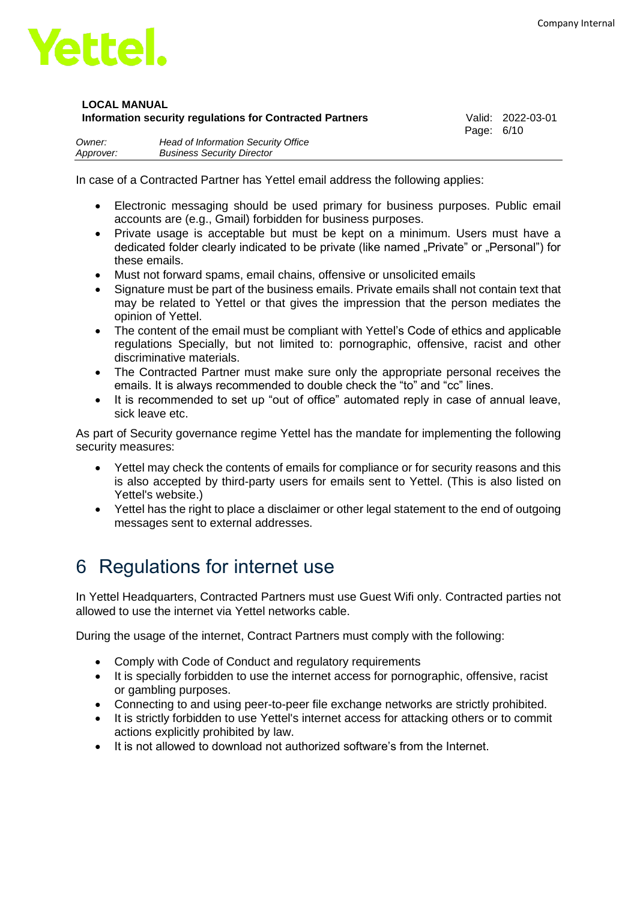In case of a Contracted Partner has Yettel email address the following applies:

- Electronic messaging should be used primary for business purposes. Public email accounts are (e.g., Gmail) forbidden for business purposes.
- Private usage is acceptable but must be kept on a minimum. Users must have a dedicated folder clearly indicated to be private (like named „Private" or „Personal") for these emails.
- Must not forward spams, email chains, offensive or unsolicited emails
- Signature must be part of the business emails. Private emails shall not contain text that may be related to Yettel or that gives the impression that the person mediates the opinion of Yettel.
- The content of the email must be compliant with Yettel's Code of ethics and applicable regulations Specially, but not limited to: pornographic, offensive, racist and other discriminative materials.
- The Contracted Partner must make sure only the appropriate personal receives the emails. It is always recommended to double check the "to" and "cc" lines.
- It is recommended to set up "out of office" automated reply in case of annual leave, sick leave etc.

As part of Security governance regime Yettel has the mandate for implementing the following security measures:

- Yettel may check the contents of emails for compliance or for security reasons and this is also accepted by third-party users for emails sent to Yettel. (This is also listed on Yettel's website.)
- Yettel has the right to place a disclaimer or other legal statement to the end of outgoing messages sent to external addresses.

# 6 Regulations for internet use

In Yettel Headquarters, Contracted Partners must use Guest Wifi only. Contracted parties not allowed to use the internet via Yettel networks cable.

During the usage of the internet, Contract Partners must comply with the following:

- Comply with Code of Conduct and regulatory requirements
- It is specially forbidden to use the internet access for pornographic, offensive, racist or gambling purposes.
- Connecting to and using peer-to-peer file exchange networks are strictly prohibited.
- It is strictly forbidden to use Yettel's internet access for attacking others or to commit actions explicitly prohibited by law.
- It is not allowed to download not authorized software's from the Internet.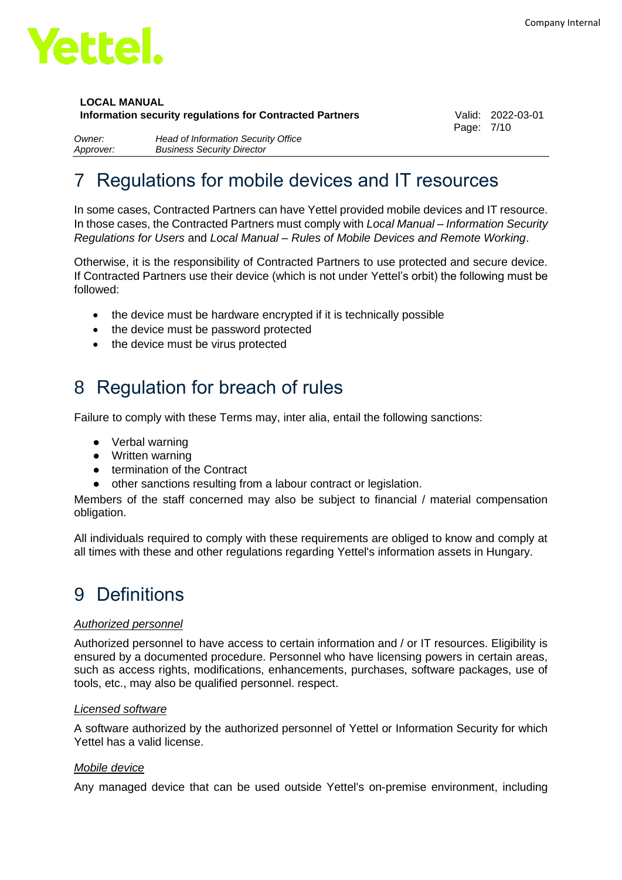# 7 Regulations for mobile devices and IT resources

In some cases, Contracted Partners can have Yettel provided mobile devices and IT resource. In those cases, the Contracted Partners must comply with *Local Manual – Information Security Regulations for Users* and *Local Manual – Rules of Mobile Devices and Remote Working*.

Otherwise, it is the responsibility of Contracted Partners to use protected and secure device. If Contracted Partners use their device (which is not under Yettel's orbit) the following must be followed:

- the device must be hardware encrypted if it is technically possible
- the device must be password protected
- the device must be virus protected

# 8 Regulation for breach of rules

Failure to comply with these Terms may, inter alia, entail the following sanctions:

- Verbal warning
- Written warning
- termination of the Contract
- other sanctions resulting from a labour contract or legislation.

Members of the staff concerned may also be subject to financial / material compensation obligation.

All individuals required to comply with these requirements are obliged to know and comply at all times with these and other regulations regarding Yettel's information assets in Hungary.

# 9 Definitions

*Authorized personnel*

Authorized personnel to have access to certain information and / or IT resources. Eligibility is ensured by a documented procedure. Personnel who have licensing powers in certain areas, such as access rights, modifications, enhancements, purchases, software packages, use of tools, etc., may also be qualified personnel. respect.

*Licensed software*

A software authorized by the authorized personnel of Yettel or Information Security for which Yettel has a valid license.

*Mobile device*

Any managed device that can be used outside Yettel's on-premise environment, including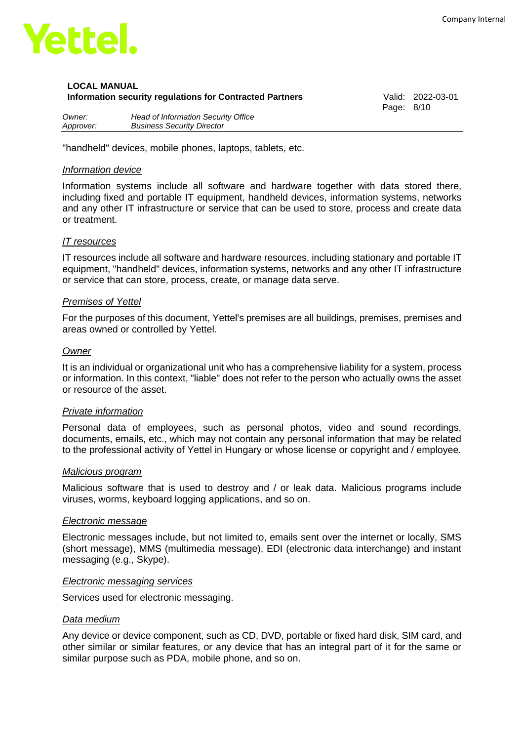"handheld" devices, mobile phones, laptops, tablets, etc.

*Information device*

Information systems include all software and hardware together with data stored there, including fixed and portable IT equipment, handheld devices, information systems, networks and any other IT infrastructure or service that can be used to store, process and create data or treatment.

*IT resources*

IT resources include all software and hardware resources, including stationary and portable IT equipment, "handheld" devices, information systems, networks and any other IT infrastructure or service that can store, process, create, or manage data serve.

*Premises of Yettel*

For the purposes of this document, Yettel's premises are all buildings, premises, premises and areas owned or controlled by Yettel.

*Owner*

It is an individual or organizational unit who has a comprehensive liability for a system, process or information. In this context, "liable" does not refer to the person who actually owns the asset or resource of the asset.

*Private information*

Personal data of employees, such as personal photos, video and sound recordings, documents, emails, etc., which may not contain any personal information that may be related to the professional activity of Yettel in Hungary or whose license or copyright and / employee.

*Malicious program*

Malicious software that is used to destroy and / or leak data. Malicious programs include viruses, worms, keyboard logging applications, and so on.

*Electronic message*

Electronic messages include, but not limited to, emails sent over the internet or locally, SMS (short message), MMS (multimedia message), EDI (electronic data interchange) and instant messaging (e.g., Skype).

*Electronic messaging services*

Services used for electronic messaging.

*Data medium*

Any device or device component, such as CD, DVD, portable or fixed hard disk, SIM card, and other similar or similar features, or any device that has an integral part of it for the same or similar purpose such as PDA, mobile phone, and so on.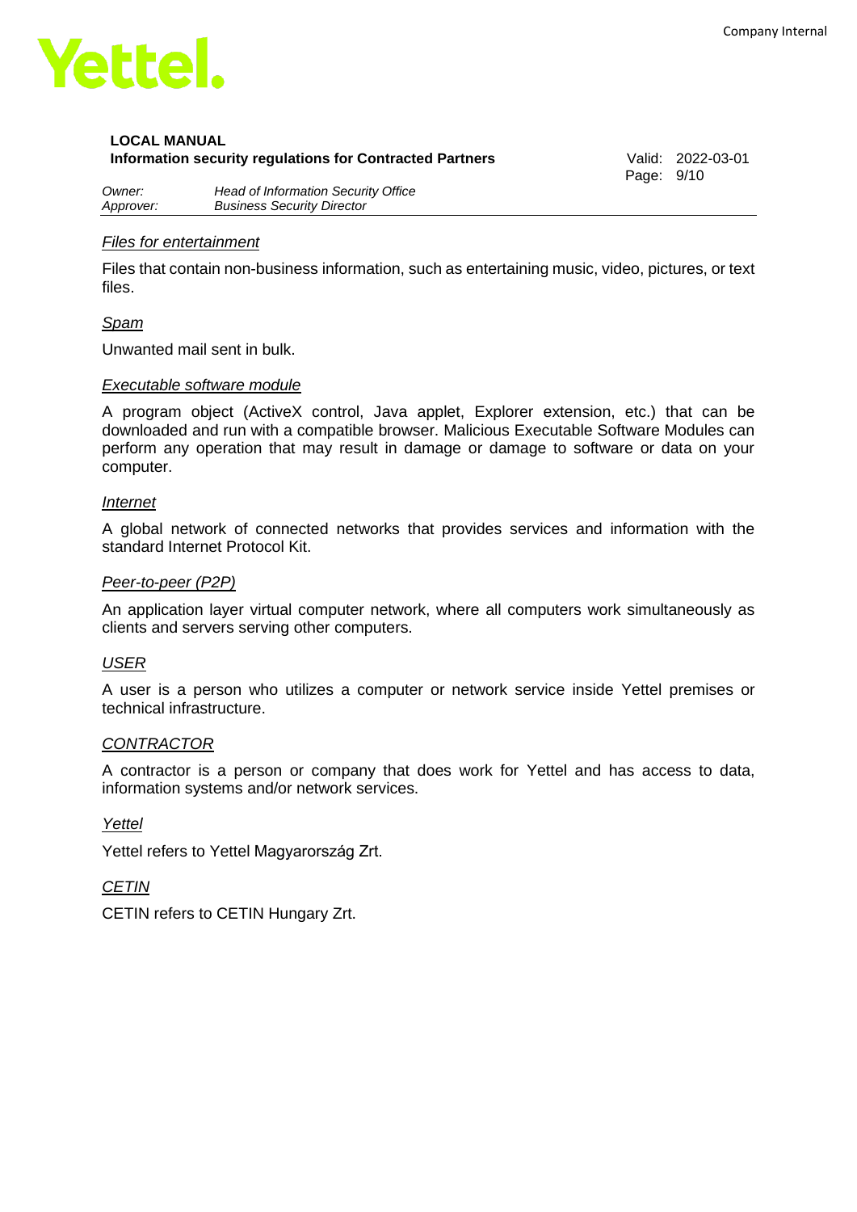*Files for entertainment*

Files that contain non-business information, such as entertaining music, video, pictures, or text files.

*Spam*

Unwanted mail sent in bulk.

*Executable software module*

A program object (ActiveX control, Java applet, Explorer extension, etc.) that can be downloaded and run with a compatible browser. Malicious Executable Software Modules can perform any operation that may result in damage or damage to software or data on your computer.

*Internet*

A global network of connected networks that provides services and information with the standard Internet Protocol Kit.

*Peer-to-peer (P2P)*

An application layer virtual computer network, where all computers work simultaneously as clients and servers serving other computers.

*USER*

A user is a person who utilizes a computer or network service inside Yettel premises or technical infrastructure.

*CONTRACTOR*

A contractor is a person or company that does work for Yettel and has access to data, information systems and/or network services.

*Yettel*

Yettel refers to Yettel Magyarország Zrt.

*CETIN*

CETIN refers to CETIN Hungary Zrt.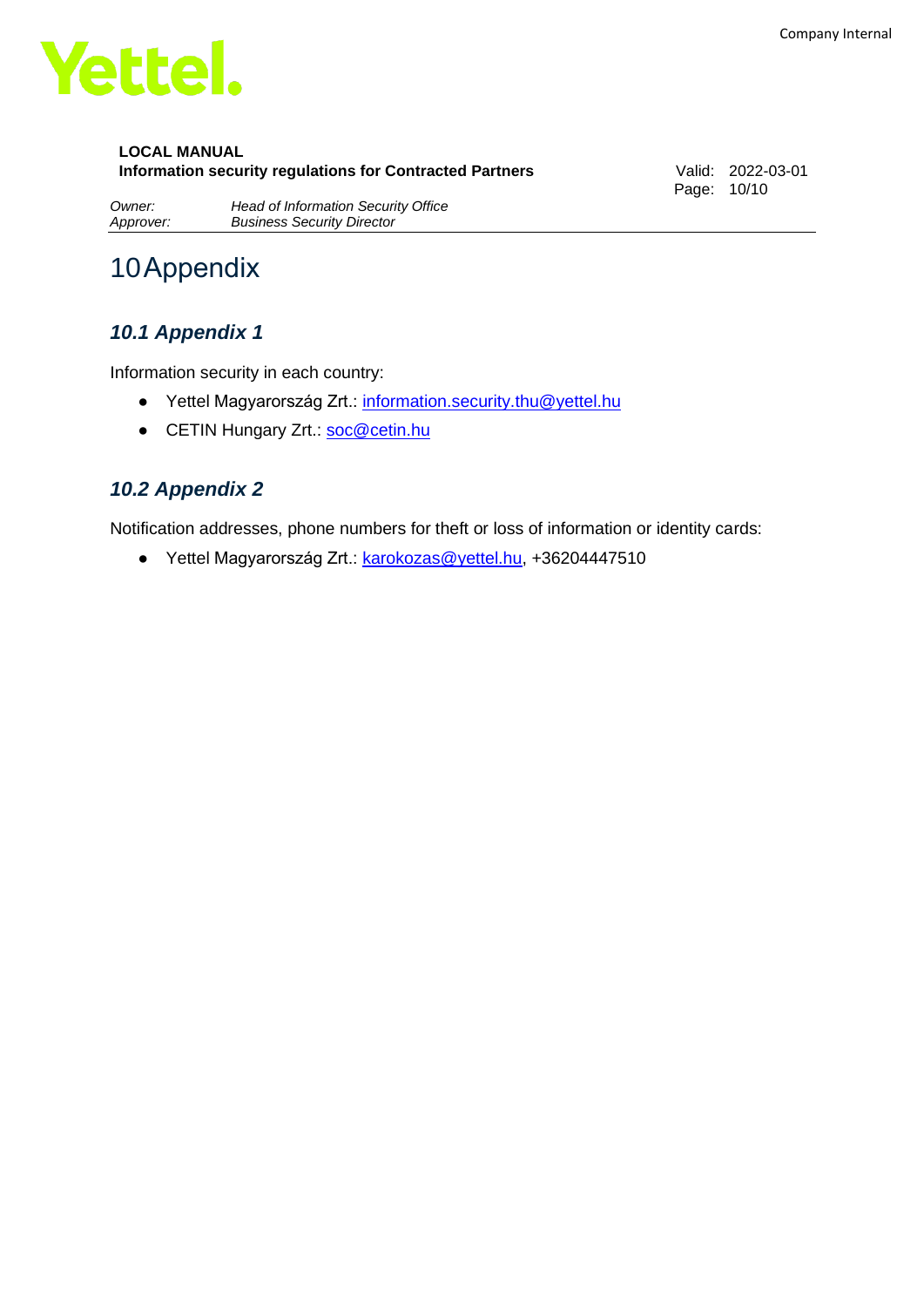# 10 Appendix

## *10.1 Appendix 1*

Information security in each country:

- Yettel Magyarország Zrt.: information.security.thu@yettel.hu
- CETIN Hungary Zrt.: soc@cetin.hu

## *10.2 Appendix 2*

Notification addresses, phone numbers for theft or loss of information or identity cards:

- Yettel Magyarország Zrt.: karokozas@yettel.hu, +36204447510